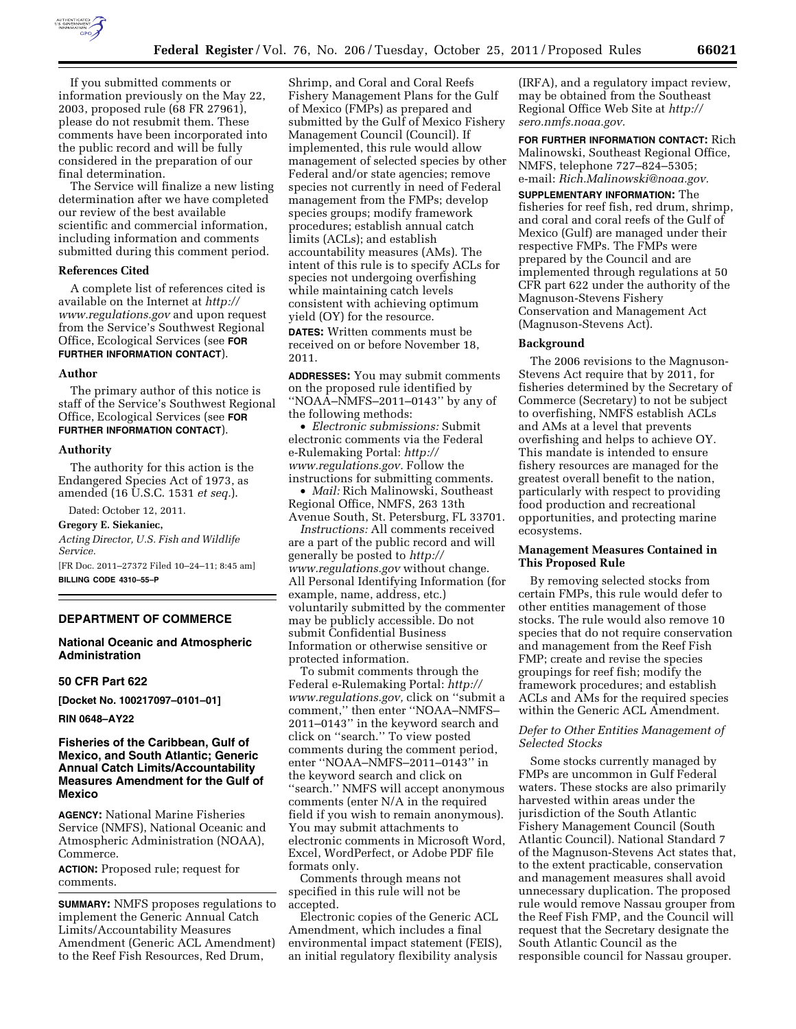If you submitted comments or information previously on the May 22, 2003, proposed rule (68 FR 27961), please do not resubmit them. These comments have been incorporated into the public record and will be fully considered in the preparation of our final determination.

The Service will finalize a new listing determination after we have completed our review of the best available scientific and commercial information, including information and comments submitted during this comment period.

### References Cited

A complete list of references cited is available on the Internet at *http://www.regulations.gov* and upon request from the Service's Southwest Regional Office, Ecological Services (see **FOR FURTHER INFORMATION CONTACT**).

### Author

The primary author of this notice is staff of the Service's Southwest Regional Office, Ecological Services (see **FOR FURTHER INFORMATION CONTACT**).

### Authority

The authority for this action is the Endangered Species Act of 1973, as amended (16 U.S.C. 1531 *et seq.*).

Dated: October 12, 2011.

**Gregory E. Siekaniec,**

*Acting Director, U.S. Fish and Wildlife Service.*

[FR Doc. 2011–27372 Filed 10–24–11; 8:45 am]

**BILLING CODE 4310–55–P**

---

## DEPARTMENT OF COMMERCE

### National Oceanic and Atmospheric Administration

### 50 CFR Part 622

**[Docket No. 100217097–0101–01]**

**RIN 0648–AY22**

### Fisheries of the Caribbean, Gulf of Mexico, and South Atlantic; Generic Annual Catch Limits/Accountability Measures Amendment for the Gulf of Mexico

**AGENCY:** National Marine Fisheries Service (NMFS), National Oceanic and Atmospheric Administration (NOAA), Commerce.

**ACTION:** Proposed rule; request for comments.

**SUMMARY:** NMFS proposes regulations to implement the Generic Annual Catch Limits/Accountability Measures Amendment (Generic ACL Amendment) to the Reef Fish Resources, Red Drum, Shrimp, and Coral and Coral Reefs Fishery Management Plans for the Gulf of Mexico (FMPs) as prepared and submitted by the Gulf of Mexico Fishery Management Council (Council). If implemented, this rule would allow management of selected species by other Federal and/or state agencies; remove species not currently in need of Federal management from the FMPs; develop species groups; modify framework procedures; establish annual catch limits (ACLs); and establish accountability measures (AMs). The intent of this rule is to specify ACLs for species not undergoing overfishing while maintaining catch levels consistent with achieving optimum yield (OY) for the resource.

**DATES:** Written comments must be received on or before November 18, 2011.

**ADDRESSES:** You may submit comments on the proposed rule identified by ''NOAA–NMFS–2011–0143'' by any of the following methods:

- *Electronic submissions:* Submit electronic comments via the Federal e-Rulemaking Portal: *http://www.regulations.gov.* Follow the instructions for submitting comments.
- *Mail:* Rich Malinowski, Southeast Regional Office, NMFS, 263 13th Avenue South, St. Petersburg, FL 33701.

*Instructions:* All comments received are a part of the public record and will generally be posted to *http://www.regulations.gov* without change. All Personal Identifying Information (for example, name, address, etc.) voluntarily submitted by the commenter may be publicly accessible. Do not submit Confidential Business Information or otherwise sensitive or protected information.

To submit comments through the Federal e-Rulemaking Portal: *http://www.regulations.gov,* click on ''submit a comment,'' then enter ''NOAA–NMFS–2011–0143'' in the keyword search and click on ''search.'' To view posted comments during the comment period, enter ''NOAA–NMFS–2011–0143'' in the keyword search and click on ''search.'' NMFS will accept anonymous comments (enter N/A in the required field if you wish to remain anonymous). You may submit attachments to electronic comments in Microsoft Word, Excel, WordPerfect, or Adobe PDF file formats only.

Comments through means not specified in this rule will not be accepted.

Electronic copies of the Generic ACL Amendment, which includes a final environmental impact statement (FEIS), an initial regulatory flexibility analysis (IRFA), and a regulatory impact review, may be obtained from the Southeast Regional Office Web Site at *http://sero.nmfs.noaa.gov.*

**FOR FURTHER INFORMATION CONTACT:** Rich Malinowski, Southeast Regional Office, NMFS, telephone 727–824–5305; e-mail: *Rich.Malinowski@noaa.gov.*

**SUPPLEMENTARY INFORMATION:** The fisheries for reef fish, red drum, shrimp, and coral and coral reefs of the Gulf of Mexico (Gulf) are managed under their respective FMPs. The FMPs were prepared by the Council and are implemented through regulations at 50 CFR part 622 under the authority of the Magnuson-Stevens Fishery Conservation and Management Act (Magnuson-Stevens Act).

### Background

The 2006 revisions to the Magnuson-Stevens Act require that by 2011, for fisheries determined by the Secretary of Commerce (Secretary) to not be subject to overfishing, NMFS establish ACLs and AMs at a level that prevents overfishing and helps to achieve OY. This mandate is intended to ensure fishery resources are managed for the greatest overall benefit to the nation, particularly with respect to providing food production and recreational opportunities, and protecting marine ecosystems.

### Management Measures Contained in This Proposed Rule

By removing selected stocks from certain FMPs, this rule would defer to other entities management of those stocks. The rule would also remove 10 species that do not require conservation and management from the Reef Fish FMP; create and revise the species groupings for reef fish; modify the framework procedures; and establish ACLs and AMs for the required species within the Generic ACL Amendment.

#### *Defer to Other Entities Management of Selected Stocks*

Some stocks currently managed by FMPs are uncommon in Gulf Federal waters. These stocks are also primarily harvested within areas under the jurisdiction of the South Atlantic Fishery Management Council (South Atlantic Council). National Standard 7 of the Magnuson-Stevens Act states that, to the extent practicable, conservation and management measures shall avoid unnecessary duplication. The proposed rule would remove Nassau grouper from the Reef Fish FMP, and the Council will request that the Secretary designate the South Atlantic Council as the responsible council for Nassau grouper.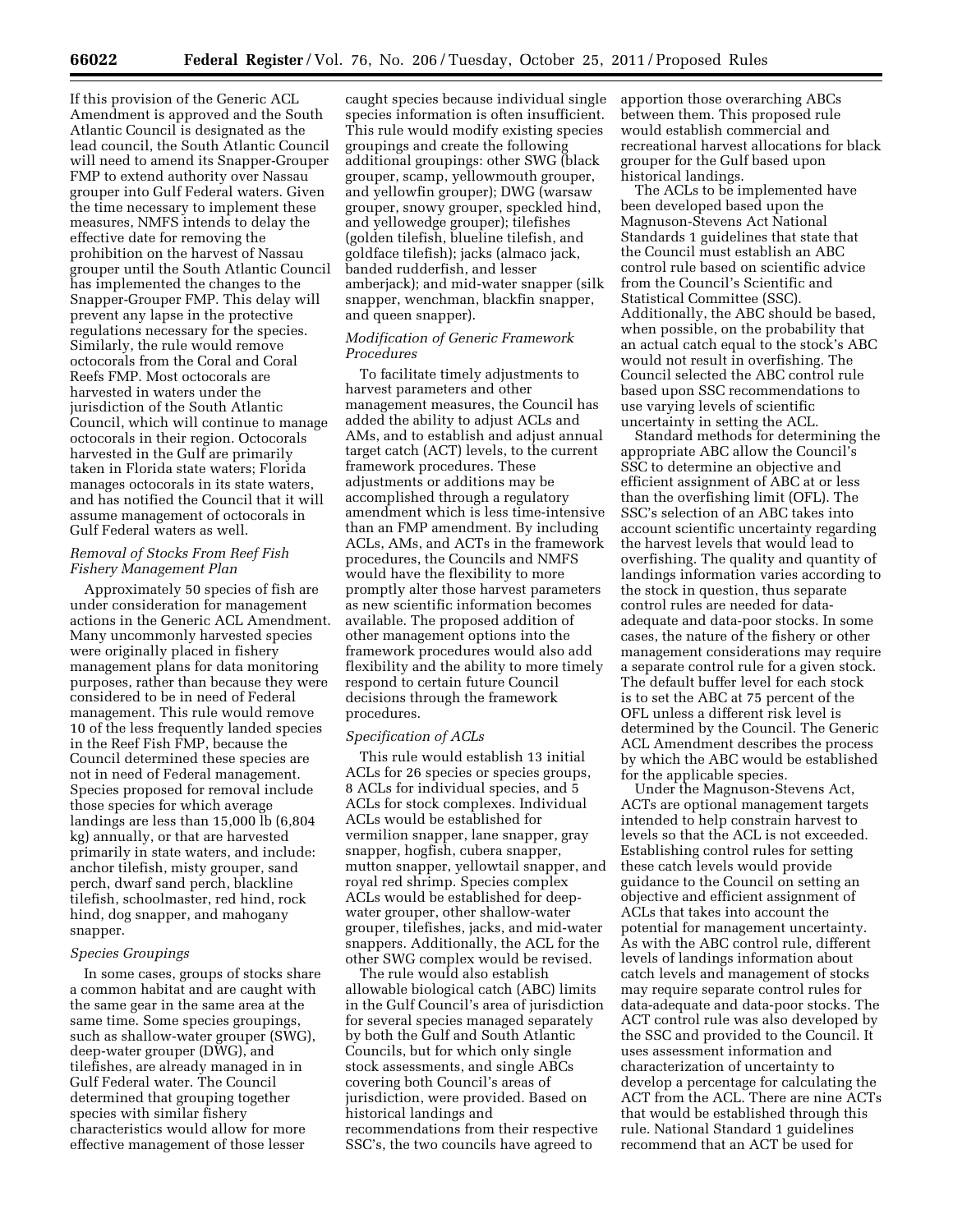If this provision of the Generic ACL Amendment is approved and the South Atlantic Council is designated as the lead council, the South Atlantic Council will need to amend its Snapper-Grouper FMP to extend authority over Nassau grouper into Gulf Federal waters. Given the time necessary to implement these measures, NMFS intends to delay the effective date for removing the prohibition on the harvest of Nassau grouper until the South Atlantic Council has implemented the changes to the Snapper-Grouper FMP. This delay will prevent any lapse in the protective regulations necessary for the species. Similarly, the rule would remove octocorals from the Coral and Coral Reefs FMP. Most octocorals are harvested in waters under the jurisdiction of the South Atlantic Council, which will continue to manage octocorals in their region. Octocorals harvested in the Gulf are primarily taken in Florida state waters; Florida manages octocorals in its state waters, and has notified the Council that it will assume management of octocorals in Gulf Federal waters as well.

*Removal of Stocks From Reef Fish Fishery Management Plan*

Approximately 50 species of fish are under consideration for management actions in the Generic ACL Amendment. Many uncommonly harvested species were originally placed in fishery management plans for data monitoring purposes, rather than because they were considered to be in need of Federal management. This rule would remove 10 of the less frequently landed species in the Reef Fish FMP, because the Council determined these species are not in need of Federal management. Species proposed for removal include those species for which average landings are less than 15,000 lb (6,804 kg) annually, or that are harvested primarily in state waters, and include: anchor tilefish, misty grouper, sand perch, dwarf sand perch, blackline tilefish, schoolmaster, red hind, rock hind, dog snapper, and mahogany snapper.

*Species Groupings*

In some cases, groups of stocks share a common habitat and are caught with the same gear in the same area at the same time. Some species groupings, such as shallow-water grouper (SWG), deep-water grouper (DWG), and tilefishes, are already managed in in Gulf Federal water. The Council determined that grouping together species with similar fishery characteristics would allow for more effective management of those lesser caught species because individual single species information is often insufficient. This rule would modify existing species groupings and create the following additional groupings: other SWG (black grouper, scamp, yellowmouth grouper, and yellowfin grouper); DWG (warsaw grouper, snowy grouper, speckled hind, and yellowedge grouper); tilefishes (golden tilefish, blueline tilefish, and goldface tilefish); jacks (almaco jack, banded rudderfish, and lesser amberjack); and mid-water snapper (silk snapper, wenchman, blackfin snapper, and queen snapper).

*Modification of Generic Framework Procedures*

To facilitate timely adjustments to harvest parameters and other management measures, the Council has added the ability to adjust ACLs and AMs, and to establish and adjust annual target catch (ACT) levels, to the current framework procedures. These adjustments or additions may be accomplished through a regulatory amendment which is less time-intensive than an FMP amendment. By including ACLs, AMs, and ACTs in the framework procedures, the Councils and NMFS would have the flexibility to more promptly alter those harvest parameters as new scientific information becomes available. The proposed addition of other management options into the framework procedures would also add flexibility and the ability to more timely respond to certain future Council decisions through the framework procedures.

*Specification of ACLs*

This rule would establish 13 initial ACLs for 26 species or species groups, 8 ACLs for individual species, and 5 ACLs for stock complexes. Individual ACLs would be established for vermilion snapper, lane snapper, gray snapper, hogfish, cubera snapper, mutton snapper, yellowtail snapper, and royal red shrimp. Species complex ACLs would be established for deep-water grouper, other shallow-water grouper, tilefishes, jacks, and mid-water snappers. Additionally, the ACL for the other SWG complex would be revised.

The rule would also establish allowable biological catch (ABC) limits in the Gulf Council's area of jurisdiction for several species managed separately by both the Gulf and South Atlantic Councils, but for which only single stock assessments, and single ABCs covering both Council's areas of jurisdiction, were provided. Based on historical landings and recommendations from their respective SSC's, the two councils have agreed to apportion those overarching ABCs between them. This proposed rule would establish commercial and recreational harvest allocations for black grouper for the Gulf based upon historical landings.

The ACLs to be implemented have been developed based upon the Magnuson-Stevens Act National Standards 1 guidelines that state that the Council must establish an ABC control rule based on scientific advice from the Council's Scientific and Statistical Committee (SSC). Additionally, the ABC should be based, when possible, on the probability that an actual catch equal to the stock's ABC would not result in overfishing. The Council selected the ABC control rule based upon SSC recommendations to use varying levels of scientific uncertainty in setting the ACL.

Standard methods for determining the appropriate ABC allow the Council's SSC to determine an objective and efficient assignment of ABC at or less than the overfishing limit (OFL). The SSC's selection of an ABC takes into account scientific uncertainty regarding the harvest levels that would lead to overfishing. The quality and quantity of landings information varies according to the stock in question, thus separate control rules are needed for data-adequate and data-poor stocks. In some cases, the nature of the fishery or other management considerations may require a separate control rule for a given stock. The default buffer level for each stock is to set the ABC at 75 percent of the OFL unless a different risk level is determined by the Council. The Generic ACL Amendment describes the process by which the ABC would be established for the applicable species.

Under the Magnuson-Stevens Act, ACTs are optional management targets intended to help constrain harvest to levels so that the ACL is not exceeded. Establishing control rules for setting these catch levels would provide guidance to the Council on setting an objective and efficient assignment of ACLs that takes into account the potential for management uncertainty. As with the ABC control rule, different levels of landings information about catch levels and management of stocks may require separate control rules for data-adequate and data-poor stocks. The ACT control rule was also developed by the SSC and provided to the Council. It uses assessment information and characterization of uncertainty to develop a percentage for calculating the ACT from the ACL. There are nine ACTs that would be established through this rule. National Standard 1 guidelines recommend that an ACT be used for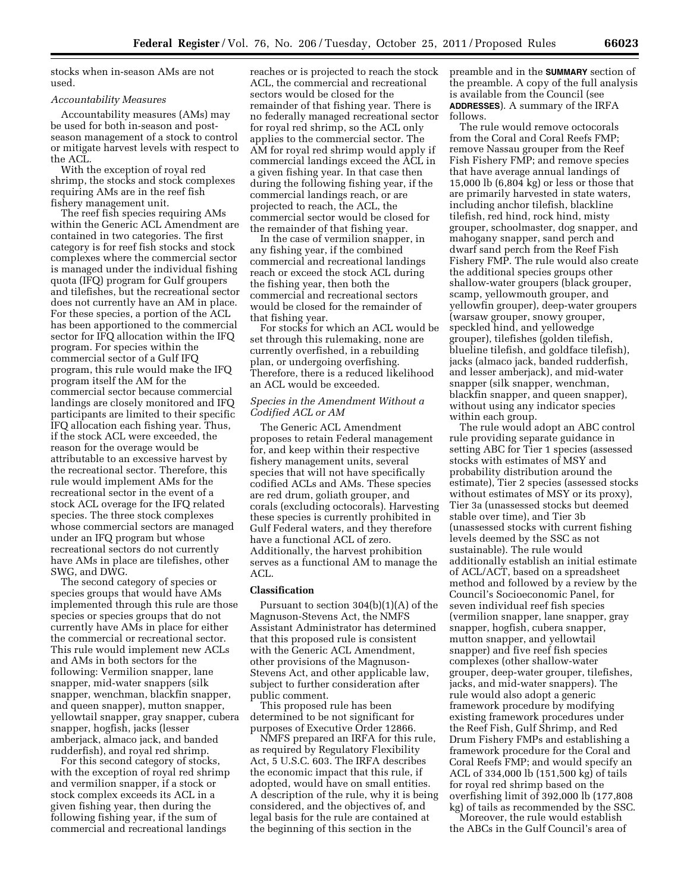stocks when in-season AMs are not used.

*Accountability Measures*

Accountability measures (AMs) may be used for both in-season and post-season management of a stock to control or mitigate harvest levels with respect to the ACL.

With the exception of royal red shrimp, the stocks and stock complexes requiring AMs are in the reef fish fishery management unit.

The reef fish species requiring AMs within the Generic ACL Amendment are contained in two categories. The first category is for reef fish stocks and stock complexes where the commercial sector is managed under the individual fishing quota (IFQ) program for Gulf groupers and tilefishes, but the recreational sector does not currently have an AM in place. For these species, a portion of the ACL has been apportioned to the commercial sector for IFQ allocation within the IFQ program. For species within the commercial sector of a Gulf IFQ program, this rule would make the IFQ program itself the AM for the commercial sector because commercial landings are closely monitored and IFQ participants are limited to their specific IFQ allocation each fishing year. Thus, if the stock ACL were exceeded, the reason for the overage would be attributable to an excessive harvest by the recreational sector. Therefore, this rule would implement AMs for the recreational sector in the event of a stock ACL overage for the IFQ related species. The three stock complexes whose commercial sectors are managed under an IFQ program but whose recreational sectors do not currently have AMs in place are tilefishes, other SWG, and DWG.

The second category of species or species groups that would have AMs implemented through this rule are those species or species groups that do not currently have AMs in place for either the commercial or recreational sector. This rule would implement new ACLs and AMs in both sectors for the following: Vermilion snapper, lane snapper, mid-water snappers (silk snapper, wenchman, blackfin snapper, and queen snapper), mutton snapper, yellowtail snapper, gray snapper, cubera snapper, hogfish, jacks (lesser amberjack, almaco jack, and banded rudderfish), and royal red shrimp.

For this second category of stocks, with the exception of royal red shrimp and vermilion snapper, if a stock or stock complex exceeds its ACL in a given fishing year, then during the following fishing year, if the sum of commercial and recreational landings reaches or is projected to reach the stock ACL, the commercial and recreational sectors would be closed for the remainder of that fishing year. There is no federally managed recreational sector for royal red shrimp, so the ACL only applies to the commercial sector. The AM for royal red shrimp would apply if commercial landings exceed the ACL in a given fishing year. In that case then during the following fishing year, if the commercial landings reach, or are projected to reach, the ACL, the commercial sector would be closed for the remainder of that fishing year.

In the case of vermilion snapper, in any fishing year, if the combined commercial and recreational landings reach or exceed the stock ACL during the fishing year, then both the commercial and recreational sectors would be closed for the remainder of that fishing year.

For stocks for which an ACL would be set through this rulemaking, none are currently overfished, in a rebuilding plan, or undergoing overfishing. Therefore, there is a reduced likelihood an ACL would be exceeded.

*Species in the Amendment Without a Codified ACL or AM*

The Generic ACL Amendment proposes to retain Federal management for, and keep within their respective fishery management units, several species that will not have specifically codified ACLs and AMs. These species are red drum, goliath grouper, and corals (excluding octocorals). Harvesting these species is currently prohibited in Gulf Federal waters, and they therefore have a functional ACL of zero. Additionally, the harvest prohibition serves as a functional AM to manage the ACL.

## Classification

Pursuant to section 304(b)(1)(A) of the Magnuson-Stevens Act, the NMFS Assistant Administrator has determined that this proposed rule is consistent with the Generic ACL Amendment, other provisions of the Magnuson-Stevens Act, and other applicable law, subject to further consideration after public comment.

This proposed rule has been determined to be not significant for purposes of Executive Order 12866.

NMFS prepared an IRFA for this rule, as required by Regulatory Flexibility Act, 5 U.S.C. 603. The IRFA describes the economic impact that this rule, if adopted, would have on small entities. A description of the rule, why it is being considered, and the objectives of, and legal basis for the rule are contained at the beginning of this section in the preamble and in the **SUMMARY** section of the preamble. A copy of the full analysis is available from the Council (see **ADDRESSES**). A summary of the IRFA follows.

The rule would remove octocorals from the Coral and Coral Reefs FMP; remove Nassau grouper from the Reef Fish Fishery FMP; and remove species that have average annual landings of 15,000 lb (6,804 kg) or less or those that are primarily harvested in state waters, including anchor tilefish, blackline tilefish, red hind, rock hind, misty grouper, schoolmaster, dog snapper, and mahogany snapper, sand perch and dwarf sand perch from the Reef Fish Fishery FMP. The rule would also create the additional species groups other shallow-water groupers (black grouper, scamp, yellowmouth grouper, and yellowfin grouper), deep-water groupers (warsaw grouper, snowy grouper, speckled hind, and yellowedge grouper), tilefishes (golden tilefish, blueline tilefish, and goldface tilefish), jacks (almaco jack, banded rudderfish, and lesser amberjack), and mid-water snapper (silk snapper, wenchman, blackfin snapper, and queen snapper), without using any indicator species within each group.

The rule would adopt an ABC control rule providing separate guidance in setting ABC for Tier 1 species (assessed stocks with estimates of MSY and probability distribution around the estimate), Tier 2 species (assessed stocks without estimates of MSY or its proxy), Tier 3a (unassessed stocks but deemed stable over time), and Tier 3b (unassessed stocks with current fishing levels deemed by the SSC as not sustainable). The rule would additionally establish an initial estimate of ACL/ACT, based on a spreadsheet method and followed by a review by the Council's Socioeconomic Panel, for seven individual reef fish species (vermilion snapper, lane snapper, gray snapper, hogfish, cubera snapper, mutton snapper, and yellowtail snapper) and five reef fish species complexes (other shallow-water grouper, deep-water grouper, tilefishes, jacks, and mid-water snappers). The rule would also adopt a generic framework procedure by modifying existing framework procedures under the Reef Fish, Gulf Shrimp, and Red Drum Fishery FMPs and establishing a framework procedure for the Coral and Coral Reefs FMP; and would specify an ACL of 334,000 lb (151,500 kg) of tails for royal red shrimp based on the overfishing limit of 392,000 lb (177,808 kg) of tails as recommended by the SSC.

Moreover, the rule would establish the ABCs in the Gulf Council's area of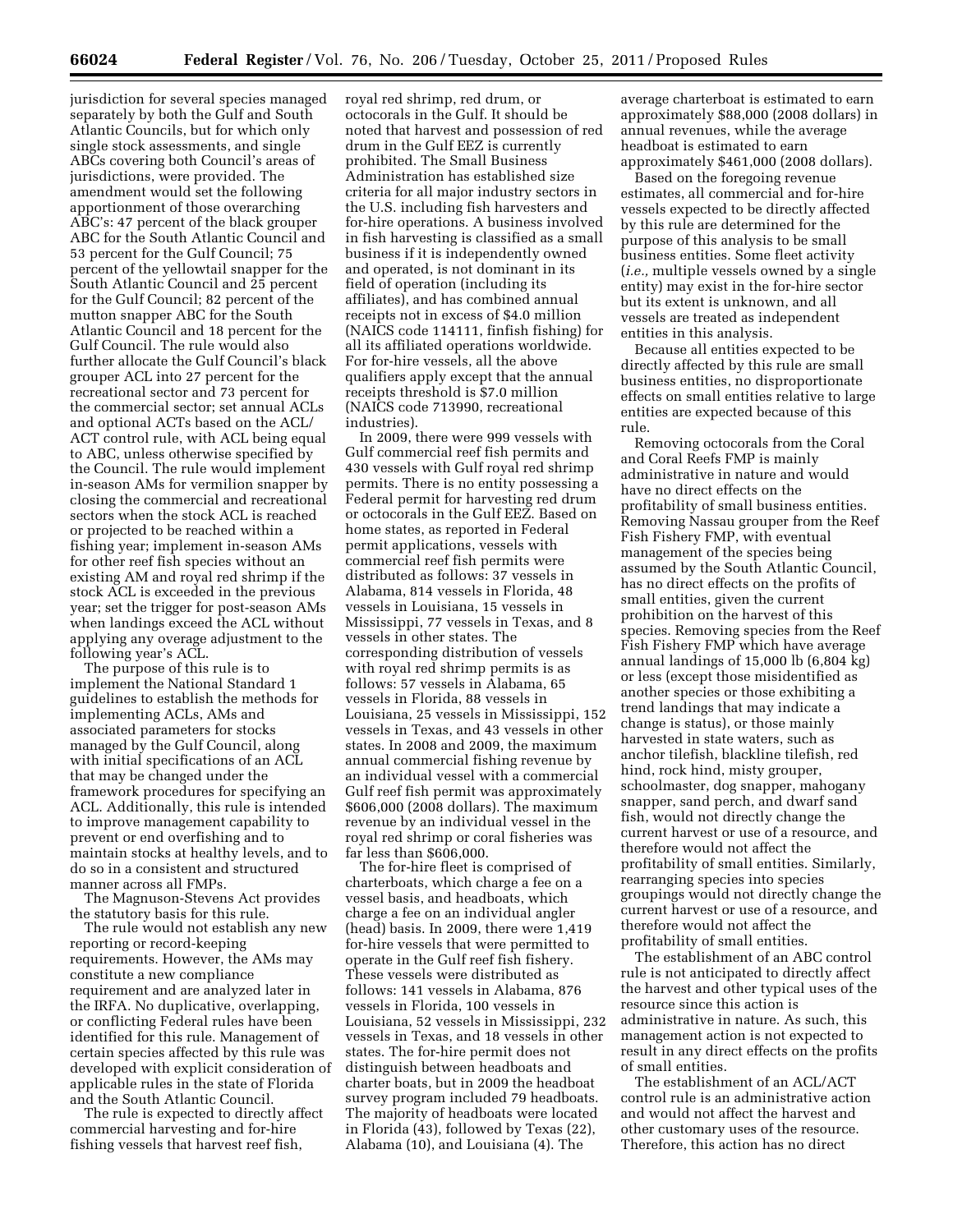jurisdiction for several species managed separately by both the Gulf and South Atlantic Councils, but for which only single stock assessments, and single ABCs covering both Council's areas of jurisdictions, were provided. The amendment would set the following apportionment of those overarching ABC's: 47 percent of the black grouper ABC for the South Atlantic Council and 53 percent for the Gulf Council; 75 percent of the yellowtail snapper for the South Atlantic Council and 25 percent for the Gulf Council; 82 percent of the mutton snapper ABC for the South Atlantic Council and 18 percent for the Gulf Council. The rule would also further allocate the Gulf Council's black grouper ACL into 27 percent for the recreational sector and 73 percent for the commercial sector; set annual ACLs and optional ACTs based on the ACL/ACT control rule, with ACL being equal to ABC, unless otherwise specified by the Council. The rule would implement in-season AMs for vermilion snapper by closing the commercial and recreational sectors when the stock ACL is reached or projected to be reached within a fishing year; implement in-season AMs for other reef fish species without an existing AM and royal red shrimp if the stock ACL is exceeded in the previous year; set the trigger for post-season AMs when landings exceed the ACL without applying any overage adjustment to the following year's ACL.

The purpose of this rule is to implement the National Standard 1 guidelines to establish the methods for implementing ACLs, AMs and associated parameters for stocks managed by the Gulf Council, along with initial specifications of an ACL that may be changed under the framework procedures for specifying an ACL. Additionally, this rule is intended to improve management capability to prevent or end overfishing and to maintain stocks at healthy levels, and to do so in a consistent and structured manner across all FMPs.

The Magnuson-Stevens Act provides the statutory basis for this rule.

The rule would not establish any new reporting or record-keeping requirements. However, the AMs may constitute a new compliance requirement and are analyzed later in the IRFA. No duplicative, overlapping, or conflicting Federal rules have been identified for this rule. Management of certain species affected by this rule was developed with explicit consideration of applicable rules in the state of Florida and the South Atlantic Council.

The rule is expected to directly affect commercial harvesting and for-hire fishing vessels that harvest reef fish, royal red shrimp, red drum, or octocorals in the Gulf. It should be noted that harvest and possession of red drum in the Gulf EEZ is currently prohibited. The Small Business Administration has established size criteria for all major industry sectors in the U.S. including fish harvesters and for-hire operations. A business involved in fish harvesting is classified as a small business if it is independently owned and operated, is not dominant in its field of operation (including its affiliates), and has combined annual receipts not in excess of $4.0 million (NAICS code 114111, finfish fishing) for all its affiliated operations worldwide. For for-hire vessels, all the above qualifiers apply except that the annual receipts threshold is $7.0 million (NAICS code 713990, recreational industries).

In 2009, there were 999 vessels with Gulf commercial reef fish permits and 430 vessels with Gulf royal red shrimp permits. There is no entity possessing a Federal permit for harvesting red drum or octocorals in the Gulf EEZ. Based on home states, as reported in Federal permit applications, vessels with commercial reef fish permits were distributed as follows: 37 vessels in Alabama, 814 vessels in Florida, 48 vessels in Louisiana, 15 vessels in Mississippi, 77 vessels in Texas, and 8 vessels in other states. The corresponding distribution of vessels with royal red shrimp permits is as follows: 57 vessels in Alabama, 65 vessels in Florida, 88 vessels in Louisiana, 25 vessels in Mississippi, 152 vessels in Texas, and 43 vessels in other states. In 2008 and 2009, the maximum annual commercial fishing revenue by an individual vessel with a commercial Gulf reef fish permit was approximately $606,000 (2008 dollars). The maximum revenue by an individual vessel in the royal red shrimp or coral fisheries was far less than $606,000.

The for-hire fleet is comprised of charterboats, which charge a fee on a vessel basis, and headboats, which charge a fee on an individual angler (head) basis. In 2009, there were 1,419 for-hire vessels that were permitted to operate in the Gulf reef fish fishery. These vessels were distributed as follows: 141 vessels in Alabama, 876 vessels in Florida, 100 vessels in Louisiana, 52 vessels in Mississippi, 232 vessels in Texas, and 18 vessels in other states. The for-hire permit does not distinguish between headboats and charter boats, but in 2009 the headboat survey program included 79 headboats. The majority of headboats were located in Florida (43), followed by Texas (22), Alabama (10), and Louisiana (4). The average charterboat is estimated to earn approximately $88,000 (2008 dollars) in annual revenues, while the average headboat is estimated to earn approximately $461,000 (2008 dollars).

Based on the foregoing revenue estimates, all commercial and for-hire vessels expected to be directly affected by this rule are determined for the purpose of this analysis to be small business entities. Some fleet activity (*i.e.,* multiple vessels owned by a single entity) may exist in the for-hire sector but its extent is unknown, and all vessels are treated as independent entities in this analysis.

Because all entities expected to be directly affected by this rule are small business entities, no disproportionate effects on small entities relative to large entities are expected because of this rule.

Removing octocorals from the Coral and Coral Reefs FMP is mainly administrative in nature and would have no direct effects on the profitability of small business entities. Removing Nassau grouper from the Reef Fish Fishery FMP, with eventual management of the species being assumed by the South Atlantic Council, has no direct effects on the profits of small entities, given the current prohibition on the harvest of this species. Removing species from the Reef Fish Fishery FMP which have average annual landings of 15,000 lb (6,804 kg) or less (except those misidentified as another species or those exhibiting a trend landings that may indicate a change is status), or those mainly harvested in state waters, such as anchor tilefish, blackline tilefish, red hind, rock hind, misty grouper, schoolmaster, dog snapper, mahogany snapper, sand perch, and dwarf sand fish, would not directly change the current harvest or use of a resource, and therefore would not affect the profitability of small entities. Similarly, rearranging species into species groupings would not directly change the current harvest or use of a resource, and therefore would not affect the profitability of small entities.

The establishment of an ABC control rule is not anticipated to directly affect the harvest and other typical uses of the resource since this action is administrative in nature. As such, this management action is not expected to result in any direct effects on the profits of small entities.

The establishment of an ACL/ACT control rule is an administrative action and would not affect the harvest and other customary uses of the resource. Therefore, this action has no direct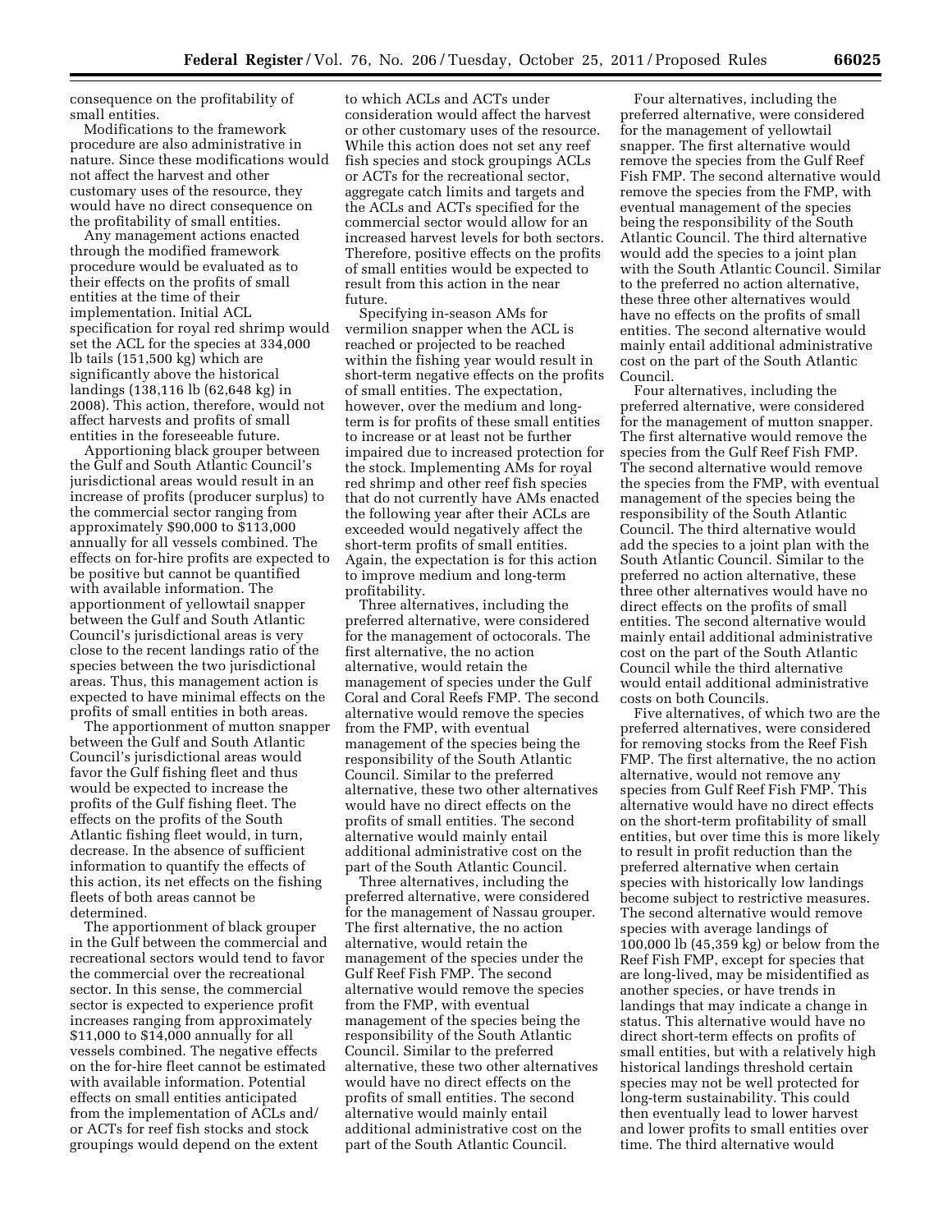consequence on the profitability of small entities.

Modifications to the framework procedure are also administrative in nature. Since these modifications would not affect the harvest and other customary uses of the resource, they would have no direct consequence on the profitability of small entities.

Any management actions enacted through the modified framework procedure would be evaluated as to their effects on the profits of small entities at the time of their implementation. Initial ACL specification for royal red shrimp would set the ACL for the species at 334,000 lb tails (151,500 kg) which are significantly above the historical landings (138,116 lb (62,648 kg) in 2008). This action, therefore, would not affect harvests and profits of small entities in the foreseeable future.

Apportioning black grouper between the Gulf and South Atlantic Council's jurisdictional areas would result in an increase of profits (producer surplus) to the commercial sector ranging from approximately $90,000 to $113,000 annually for all vessels combined. The effects on for-hire profits are expected to be positive but cannot be quantified with available information. The apportionment of yellowtail snapper between the Gulf and South Atlantic Council's jurisdictional areas is very close to the recent landings ratio of the species between the two jurisdictional areas. Thus, this management action is expected to have minimal effects on the profits of small entities in both areas.

The apportionment of mutton snapper between the Gulf and South Atlantic Council's jurisdictional areas would favor the Gulf fishing fleet and thus would be expected to increase the profits of the Gulf fishing fleet. The effects on the profits of the South Atlantic fishing fleet would, in turn, decrease. In the absence of sufficient information to quantify the effects of this action, its net effects on the fishing fleets of both areas cannot be determined.

The apportionment of black grouper in the Gulf between the commercial and recreational sectors would tend to favor the commercial over the recreational sector. In this sense, the commercial sector is expected to experience profit increases ranging from approximately $11,000 to $14,000 annually for all vessels combined. The negative effects on the for-hire fleet cannot be estimated with available information. Potential effects on small entities anticipated from the implementation of ACLs and/or ACTs for reef fish stocks and stock groupings would depend on the extent to which ACLs and ACTs under consideration would affect the harvest or other customary uses of the resource. While this action does not set any reef fish species and stock groupings ACLs or ACTs for the recreational sector, aggregate catch limits and targets and the ACLs and ACTs specified for the commercial sector would allow for an increased harvest levels for both sectors. Therefore, positive effects on the profits of small entities would be expected to result from this action in the near future.

Specifying in-season AMs for vermilion snapper when the ACL is reached or projected to be reached within the fishing year would result in short-term negative effects on the profits of small entities. The expectation, however, over the medium and long-term is for profits of these small entities to increase or at least not be further impaired due to increased protection for the stock. Implementing AMs for royal red shrimp and other reef fish species that do not currently have AMs enacted the following year after their ACLs are exceeded would negatively affect the short-term profits of small entities. Again, the expectation is for this action to improve medium and long-term profitability.

Three alternatives, including the preferred alternative, were considered for the management of octocorals. The first alternative, the no action alternative, would retain the management of species under the Gulf Coral and Coral Reefs FMP. The second alternative would remove the species from the FMP, with eventual management of the species being the responsibility of the South Atlantic Council. Similar to the preferred alternative, these two other alternatives would have no direct effects on the profits of small entities. The second alternative would mainly entail additional administrative cost on the part of the South Atlantic Council.

Three alternatives, including the preferred alternative, were considered for the management of Nassau grouper. The first alternative, the no action alternative, would retain the management of the species under the Gulf Reef Fish FMP. The second alternative would remove the species from the FMP, with eventual management of the species being the responsibility of the South Atlantic Council. Similar to the preferred alternative, these two other alternatives would have no direct effects on the profits of small entities. The second alternative would mainly entail additional administrative cost on the part of the South Atlantic Council.

Four alternatives, including the preferred alternative, were considered for the management of yellowtail snapper. The first alternative would remove the species from the Gulf Reef Fish FMP. The second alternative would remove the species from the FMP, with eventual management of the species being the responsibility of the South Atlantic Council. The third alternative would add the species to a joint plan with the South Atlantic Council. Similar to the preferred no action alternative, these three other alternatives would have no effects on the profits of small entities. The second alternative would mainly entail additional administrative cost on the part of the South Atlantic Council.

Four alternatives, including the preferred alternative, were considered for the management of mutton snapper. The first alternative would remove the species from the Gulf Reef Fish FMP. The second alternative would remove the species from the FMP, with eventual management of the species being the responsibility of the South Atlantic Council. The third alternative would add the species to a joint plan with the South Atlantic Council. Similar to the preferred no action alternative, these three other alternatives would have no direct effects on the profits of small entities. The second alternative would mainly entail additional administrative cost on the part of the South Atlantic Council while the third alternative would entail additional administrative costs on both Councils.

Five alternatives, of which two are the preferred alternatives, were considered for removing stocks from the Reef Fish FMP. The first alternative, the no action alternative, would not remove any species from Gulf Reef Fish FMP. This alternative would have no direct effects on the short-term profitability of small entities, but over time this is more likely to result in profit reduction than the preferred alternative when certain species with historically low landings become subject to restrictive measures. The second alternative would remove species with average landings of 100,000 lb (45,359 kg) or below from the Reef Fish FMP, except for species that are long-lived, may be misidentified as another species, or have trends in landings that may indicate a change in status. This alternative would have no direct short-term effects on profits of small entities, but with a relatively high historical landings threshold certain species may not be well protected for long-term sustainability. This could then eventually lead to lower harvest and lower profits to small entities over time. The third alternative would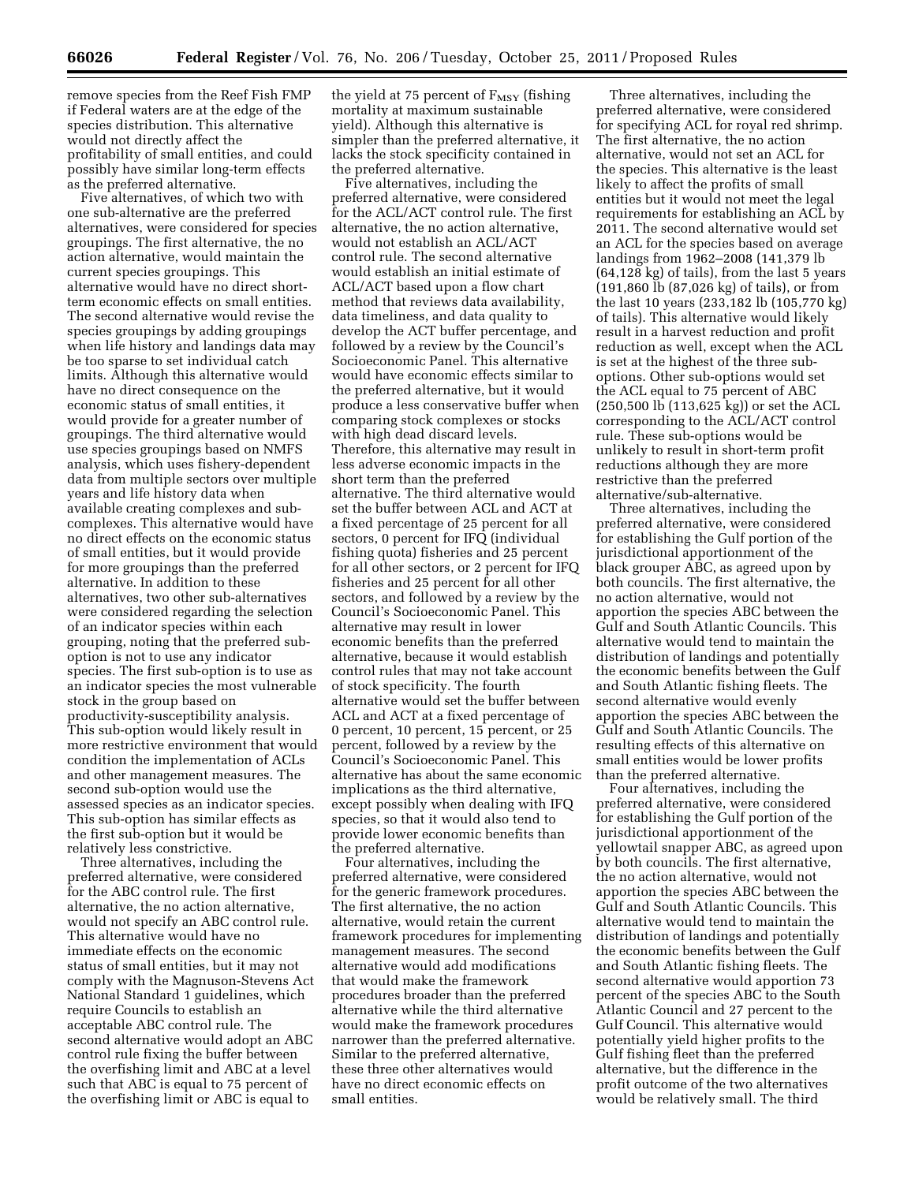remove species from the Reef Fish FMP if Federal waters are at the edge of the species distribution. This alternative would not directly affect the profitability of small entities, and could possibly have similar long-term effects as the preferred alternative.

Five alternatives, of which two with one sub-alternative are the preferred alternatives, were considered for species groupings. The first alternative, the no action alternative, would maintain the current species groupings. This alternative would have no direct short-term economic effects on small entities. The second alternative would revise the species groupings by adding groupings when life history and landings data may be too sparse to set individual catch limits. Although this alternative would have no direct consequence on the economic status of small entities, it would provide for a greater number of groupings. The third alternative would use species groupings based on NMFS analysis, which uses fishery-dependent data from multiple sectors over multiple years and life history data when available creating complexes and sub-complexes. This alternative would have no direct effects on the economic status of small entities, but it would provide for more groupings than the preferred alternative. In addition to these alternatives, two other sub-alternatives were considered regarding the selection of an indicator species within each grouping, noting that the preferred sub-option is not to use any indicator species. The first sub-option is to use as an indicator species the most vulnerable stock in the group based on productivity-susceptibility analysis. This sub-option would likely result in more restrictive environment that would condition the implementation of ACLs and other management measures. The second sub-option would use the assessed species as an indicator species. This sub-option has similar effects as the first sub-option but it would be relatively less constrictive.

Three alternatives, including the preferred alternative, were considered for the ABC control rule. The first alternative, the no action alternative, would not specify an ABC control rule. This alternative would have no immediate effects on the economic status of small entities, but it may not comply with the Magnuson-Stevens Act National Standard 1 guidelines, which require Councils to establish an acceptable ABC control rule. The second alternative would adopt an ABC control rule fixing the buffer between the overfishing limit and ABC at a level such that ABC is equal to 75 percent of the overfishing limit or ABC is equal to the yield at 75 percent of $F_{MSY}$ (fishing mortality at maximum sustainable yield). Although this alternative is simpler than the preferred alternative, it lacks the stock specificity contained in the preferred alternative.

Five alternatives, including the preferred alternative, were considered for the ACL/ACT control rule. The first alternative, the no action alternative, would not establish an ACL/ACT control rule. The second alternative would establish an initial estimate of ACL/ACT based upon a flow chart method that reviews data availability, data timeliness, and data quality to develop the ACT buffer percentage, and followed by a review by the Council's Socioeconomic Panel. This alternative would have economic effects similar to the preferred alternative, but it would produce a less conservative buffer when comparing stock complexes or stocks with high dead discard levels. Therefore, this alternative may result in less adverse economic impacts in the short term than the preferred alternative. The third alternative would set the buffer between ACL and ACT at a fixed percentage of 25 percent for all sectors, 0 percent for IFQ (individual fishing quota) fisheries and 25 percent for all other sectors, or 2 percent for IFQ fisheries and 25 percent for all other sectors, and followed by a review by the Council's Socioeconomic Panel. This alternative may result in lower economic benefits than the preferred alternative, because it would establish control rules that may not take account of stock specificity. The fourth alternative would set the buffer between ACL and ACT at a fixed percentage of 0 percent, 10 percent, 15 percent, or 25 percent, followed by a review by the Council's Socioeconomic Panel. This alternative has about the same economic implications as the third alternative, except possibly when dealing with IFQ species, so that it would also tend to provide lower economic benefits than the preferred alternative.

Four alternatives, including the preferred alternative, were considered for the generic framework procedures. The first alternative, the no action alternative, would retain the current framework procedures for implementing management measures. The second alternative would add modifications that would make the framework procedures broader than the preferred alternative while the third alternative would make the framework procedures narrower than the preferred alternative. Similar to the preferred alternative, these three other alternatives would have no direct economic effects on small entities.

Three alternatives, including the preferred alternative, were considered for specifying ACL for royal red shrimp. The first alternative, the no action alternative, would not set an ACL for the species. This alternative is the least likely to affect the profits of small entities but it would not meet the legal requirements for establishing an ACL by 2011. The second alternative would set an ACL for the species based on average landings from 1962–2008 (141,379 lb (64,128 kg) of tails), from the last 5 years (191,860 lb (87,026 kg) of tails), or from the last 10 years (233,182 lb (105,770 kg) of tails). This alternative would likely result in a harvest reduction and profit reduction as well, except when the ACL is set at the highest of the three sub-options. Other sub-options would set the ACL equal to 75 percent of ABC (250,500 lb (113,625 kg)) or set the ACL corresponding to the ACL/ACT control rule. These sub-options would be unlikely to result in short-term profit reductions although they are more restrictive than the preferred alternative/sub-alternative.

Three alternatives, including the preferred alternative, were considered for establishing the Gulf portion of the jurisdictional apportionment of the black grouper ABC, as agreed upon by both councils. The first alternative, the no action alternative, would not apportion the species ABC between the Gulf and South Atlantic Councils. This alternative would tend to maintain the distribution of landings and potentially the economic benefits between the Gulf and South Atlantic fishing fleets. The second alternative would evenly apportion the species ABC between the Gulf and South Atlantic Councils. The resulting effects of this alternative on small entities would be lower profits than the preferred alternative.

Four alternatives, including the preferred alternative, were considered for establishing the Gulf portion of the jurisdictional apportionment of the yellowtail snapper ABC, as agreed upon by both councils. The first alternative, the no action alternative, would not apportion the species ABC between the Gulf and South Atlantic Councils. This alternative would tend to maintain the distribution of landings and potentially the economic benefits between the Gulf and South Atlantic fishing fleets. The second alternative would apportion 73 percent of the species ABC to the South Atlantic Council and 27 percent to the Gulf Council. This alternative would potentially yield higher profits to the Gulf fishing fleet than the preferred alternative, but the difference in the profit outcome of the two alternatives would be relatively small. The third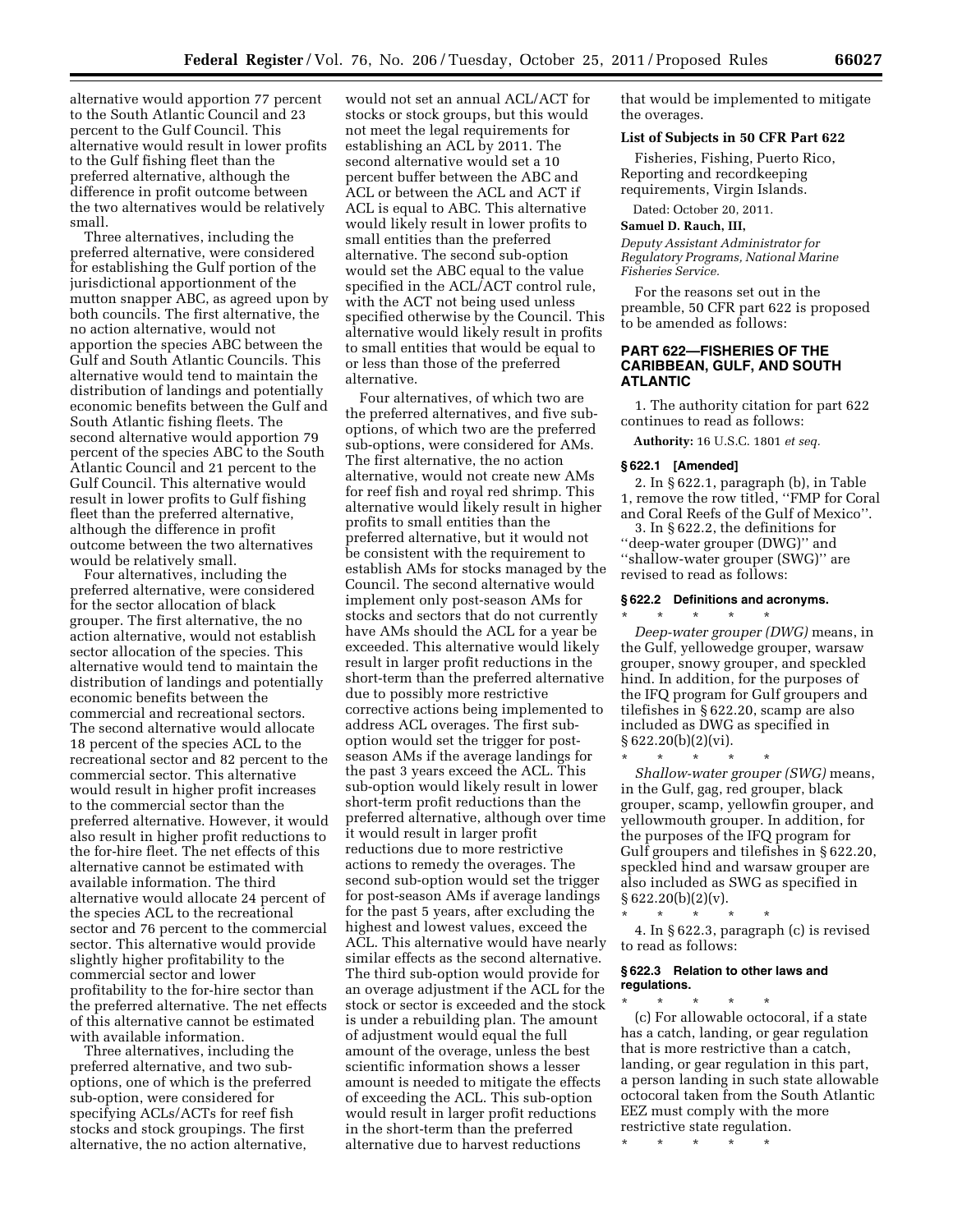alternative would apportion 77 percent to the South Atlantic Council and 23 percent to the Gulf Council. This alternative would result in lower profits to the Gulf fishing fleet than the preferred alternative, although the difference in profit outcome between the two alternatives would be relatively small.

Three alternatives, including the preferred alternative, were considered for establishing the Gulf portion of the jurisdictional apportionment of the mutton snapper ABC, as agreed upon by both councils. The first alternative, the no action alternative, would not apportion the species ABC between the Gulf and South Atlantic Councils. This alternative would tend to maintain the distribution of landings and potentially economic benefits between the Gulf and South Atlantic fishing fleets. The second alternative would apportion 79 percent of the species ABC to the South Atlantic Council and 21 percent to the Gulf Council. This alternative would result in lower profits to Gulf fishing fleet than the preferred alternative, although the difference in profit outcome between the two alternatives would be relatively small.

Four alternatives, including the preferred alternative, were considered for the sector allocation of black grouper. The first alternative, the no action alternative, would not establish sector allocation of the species. This alternative would tend to maintain the distribution of landings and potentially economic benefits between the commercial and recreational sectors. The second alternative would allocate 18 percent of the species ACL to the recreational sector and 82 percent to the commercial sector. This alternative would result in higher profit increases to the commercial sector than the preferred alternative. However, it would also result in higher profit reductions to the for-hire fleet. The net effects of this alternative cannot be estimated with available information. The third alternative would allocate 24 percent of the species ACL to the recreational sector and 76 percent to the commercial sector. This alternative would provide slightly higher profitability to the commercial sector and lower profitability to the for-hire sector than the preferred alternative. The net effects of this alternative cannot be estimated with available information.

Three alternatives, including the preferred alternative, and two sub-options, one of which is the preferred sub-option, were considered for specifying ACLs/ACTs for reef fish stocks and stock groupings. The first alternative, the no action alternative, would not set an annual ACL/ACT for stocks or stock groups, but this would not meet the legal requirements for establishing an ACL by 2011. The second alternative would set a 10 percent buffer between the ABC and ACL or between the ACL and ACT if ACL is equal to ABC. This alternative would likely result in lower profits to small entities than the preferred alternative. The second sub-option would set the ABC equal to the value specified in the ACL/ACT control rule, with the ACT not being used unless specified otherwise by the Council. This alternative would likely result in profits to small entities that would be equal to or less than those of the preferred alternative.

Four alternatives, of which two are the preferred alternatives, and five sub-options, of which two are the preferred sub-options, were considered for AMs. The first alternative, the no action alternative, would not create new AMs for reef fish and royal red shrimp. This alternative would likely result in higher profits to small entities than the preferred alternative, but it would not be consistent with the requirement to establish AMs for stocks managed by the Council. The second alternative would implement only post-season AMs for stocks and sectors that do not currently have AMs should the ACL for a year be exceeded. This alternative would likely result in larger profit reductions in the short-term than the preferred alternative due to possibly more restrictive corrective actions being implemented to address ACL overages. The first sub-option would set the trigger for post-season AMs if the average landings for the past 3 years exceed the ACL. This sub-option would likely result in lower short-term profit reductions than the preferred alternative, although over time it would result in larger profit reductions due to more restrictive actions to remedy the overages. The second sub-option would set the trigger for post-season AMs if average landings for the past 5 years, after excluding the highest and lowest values, exceed the ACL. This alternative would have nearly similar effects as the second alternative. The third sub-option would provide for an overage adjustment if the ACL for the stock or sector is exceeded and the stock is under a rebuilding plan. The amount of adjustment would equal the full amount of the overage, unless the best scientific information shows a lesser amount is needed to mitigate the effects of exceeding the ACL. This sub-option would result in larger profit reductions in the short-term than the preferred alternative due to harvest reductions that would be implemented to mitigate the overages.

### List of Subjects in 50 CFR Part 622

Fisheries, Fishing, Puerto Rico, Reporting and recordkeeping requirements, Virgin Islands.

Dated: October 20, 2011.

**Samuel D. Rauch, III,**

*Deputy Assistant Administrator for Regulatory Programs, National Marine Fisheries Service.*

For the reasons set out in the preamble, 50 CFR part 622 is proposed to be amended as follows:

## PART 622—FISHERIES OF THE CARIBBEAN, GULF, AND SOUTH ATLANTIC

1. The authority citation for part 622 continues to read as follows:

**Authority:** 16 U.S.C. 1801 *et seq.*

### § 622.1 [Amended]

2. In § 622.1, paragraph (b), in Table 1, remove the row titled, ''FMP for Coral and Coral Reefs of the Gulf of Mexico''.

3. In § 622.2, the definitions for ''deep-water grouper (DWG)'' and ''shallow-water grouper (SWG)'' are revised to read as follows:

### § 622.2 Definitions and acronyms.

\* \* \* \* \*

*Deep-water grouper (DWG)* means, in the Gulf, yellowedge grouper, warsaw grouper, snowy grouper, and speckled hind. In addition, for the purposes of the IFQ program for Gulf groupers and tilefishes in § 622.20, scamp are also included as DWG as specified in § 622.20(b)(2)(vi).

\* \* \* \* \*

*Shallow-water grouper (SWG)* means, in the Gulf, gag, red grouper, black grouper, scamp, yellowfin grouper, and yellowmouth grouper. In addition, for the purposes of the IFQ program for Gulf groupers and tilefishes in § 622.20, speckled hind and warsaw grouper are also included as SWG as specified in § 622.20(b)(2)(v).

\* \* \* \* \*

4. In § 622.3, paragraph (c) is revised to read as follows:

### § 622.3 Relation to other laws and regulations.

\* \* \* \* \*

(c) For allowable octocoral, if a state has a catch, landing, or gear regulation that is more restrictive than a catch, landing, or gear regulation in this part, a person landing in such state allowable octocoral taken from the South Atlantic EEZ must comply with the more restrictive state regulation.

\* \* \* \* \*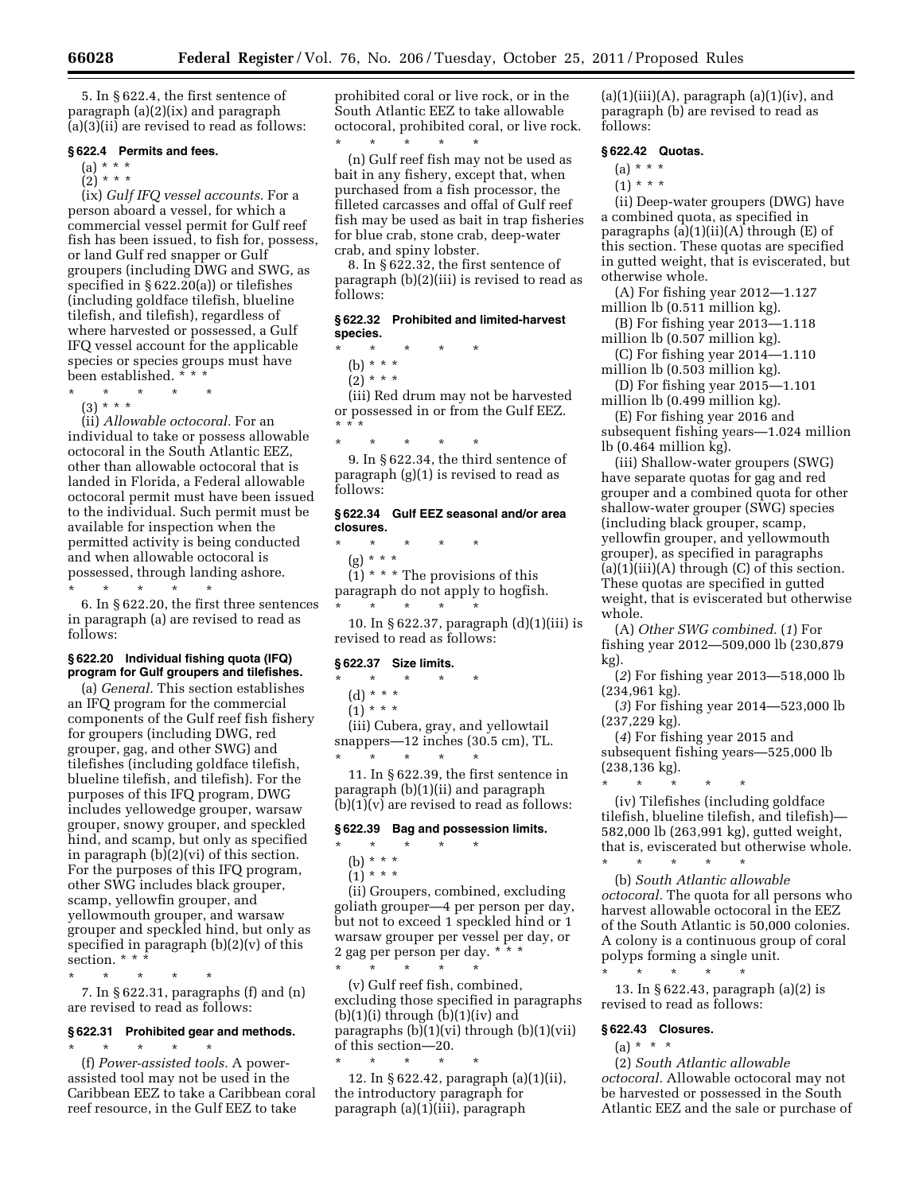5. In § 622.4, the first sentence of paragraph (a)(2)(ix) and paragraph (a)(3)(ii) are revised to read as follows:

### § 622.4 Permits and fees.

(a) * * *

(2) * * *

(ix) *Gulf IFQ vessel accounts.* For a person aboard a vessel, for which a commercial vessel permit for Gulf reef fish has been issued, to fish for, possess, or land Gulf red snapper or Gulf groupers (including DWG and SWG, as specified in § 622.20(a)) or tilefishes (including goldface tilefish, blueline tilefish, and tilefish), regardless of where harvested or possessed, a Gulf IFQ vessel account for the applicable species or species groups must have been established. * * *

\* \* \* \* \*

(3) * * *

(ii) *Allowable octocoral.* For an individual to take or possess allowable octocoral in the South Atlantic EEZ, other than allowable octocoral that is landed in Florida, a Federal allowable octocoral permit must have been issued to the individual. Such permit must be available for inspection when the permitted activity is being conducted and when allowable octocoral is possessed, through landing ashore.

\* \* \* \* \*

6. In § 622.20, the first three sentences in paragraph (a) are revised to read as follows:

### § 622.20 Individual fishing quota (IFQ) program for Gulf groupers and tilefishes.

(a) *General.* This section establishes an IFQ program for the commercial components of the Gulf reef fish fishery for groupers (including DWG, red grouper, gag, and other SWG) and tilefishes (including goldface tilefish, blueline tilefish, and tilefish). For the purposes of this IFQ program, DWG includes yellowedge grouper, warsaw grouper, snowy grouper, and speckled hind, and scamp, but only as specified in paragraph (b)(2)(vi) of this section. For the purposes of this IFQ program, other SWG includes black grouper, scamp, yellowfin grouper, and yellowmouth grouper, and warsaw grouper and speckled hind, but only as specified in paragraph (b)(2)(v) of this section. * * *

\* \* \* \* \*

7. In § 622.31, paragraphs (f) and (n) are revised to read as follows:

### § 622.31 Prohibited gear and methods.

\* \* \* \* \*

(f) *Power-assisted tools.* A power-assisted tool may not be used in the Caribbean EEZ to take a Caribbean coral reef resource, in the Gulf EEZ to take prohibited coral or live rock, or in the South Atlantic EEZ to take allowable octocoral, prohibited coral, or live rock.

\* \* \* \* \*

(n) Gulf reef fish may not be used as bait in any fishery, except that, when purchased from a fish processor, the filleted carcasses and offal of Gulf reef fish may be used as bait in trap fisheries for blue crab, stone crab, deep-water crab, and spiny lobster.

8. In § 622.32, the first sentence of paragraph (b)(2)(iii) is revised to read as follows:

### § 622.32 Prohibited and limited-harvest species.

\* \* \* \* \*

(b) * * *

(2) * * *

(iii) Red drum may not be harvested or possessed in or from the Gulf EEZ. * * *

\* \* \* \* \*

9. In § 622.34, the third sentence of paragraph (g)(1) is revised to read as follows:

### § 622.34 Gulf EEZ seasonal and/or area closures.

\* \* \* \* \*

(g) * * *

(1) * * * The provisions of this paragraph do not apply to hogfish.

\* \* \* \* \*

10. In § 622.37, paragraph (d)(1)(iii) is revised to read as follows:

### § 622.37 Size limits.

\* \* \* \* \*

(d) * * *

(1) * * *

(iii) Cubera, gray, and yellowtail snappers—12 inches (30.5 cm), TL.

\* \* \* \* \*

11. In § 622.39, the first sentence in paragraph (b)(1)(ii) and paragraph (b)(1)(v) are revised to read as follows:

### § 622.39 Bag and possession limits.

\* \* \* \* \*

(b) * * *

(1) * * *

(ii) Groupers, combined, excluding goliath grouper—4 per person per day, but not to exceed 1 speckled hind or 1 warsaw grouper per vessel per day, or 2 gag per person per day. * * *

\* \* \* \* \*

(v) Gulf reef fish, combined, excluding those specified in paragraphs (b)(1)(i) through (b)(1)(iv) and paragraphs (b)(1)(vi) through (b)(1)(vii) of this section—20.

\* \* \* \* \*

12. In § 622.42, paragraph (a)(1)(ii), the introductory paragraph for paragraph (a)(1)(iii), paragraph (a)(1)(iii)(A), paragraph (a)(1)(iv), and paragraph (b) are revised to read as follows:

### § 622.42 Quotas.

(a) * * *

(1) * * *

(ii) Deep-water groupers (DWG) have a combined quota, as specified in paragraphs (a)(1)(ii)(A) through (E) of this section. These quotas are specified in gutted weight, that is eviscerated, but otherwise whole.

(A) For fishing year 2012—1.127 million lb (0.511 million kg).

(B) For fishing year 2013—1.118 million lb (0.507 million kg).

(C) For fishing year 2014—1.110 million lb (0.503 million kg).

(D) For fishing year 2015—1.101 million lb (0.499 million kg).

(E) For fishing year 2016 and subsequent fishing years—1.024 million lb (0.464 million kg).

(iii) Shallow-water groupers (SWG) have separate quotas for gag and red grouper and a combined quota for other shallow-water grouper (SWG) species (including black grouper, scamp, yellowfin grouper, and yellowmouth grouper), as specified in paragraphs (a)(1)(iii)(A) through (C) of this section. These quotas are specified in gutted weight, that is eviscerated but otherwise whole.

(A) *Other SWG combined.* (*1*) For fishing year 2012—509,000 lb (230,879 kg).

(*2*) For fishing year 2013—518,000 lb (234,961 kg).

(*3*) For fishing year 2014—523,000 lb (237,229 kg).

(*4*) For fishing year 2015 and subsequent fishing years—525,000 lb (238,136 kg).

\* \* \* \* \*

(iv) Tilefishes (including goldface tilefish, blueline tilefish, and tilefish)—582,000 lb (263,991 kg), gutted weight, that is, eviscerated but otherwise whole.

\* \* \* \* \*

(b) *South Atlantic allowable octocoral.* The quota for all persons who harvest allowable octocoral in the EEZ of the South Atlantic is 50,000 colonies. A colony is a continuous group of coral polyps forming a single unit.

\* \* \* \* \*

13. In § 622.43, paragraph (a)(2) is revised to read as follows:

### § 622.43 Closures.

(a) * * *

(2) *South Atlantic allowable octocoral.* Allowable octocoral may not be harvested or possessed in the South Atlantic EEZ and the sale or purchase of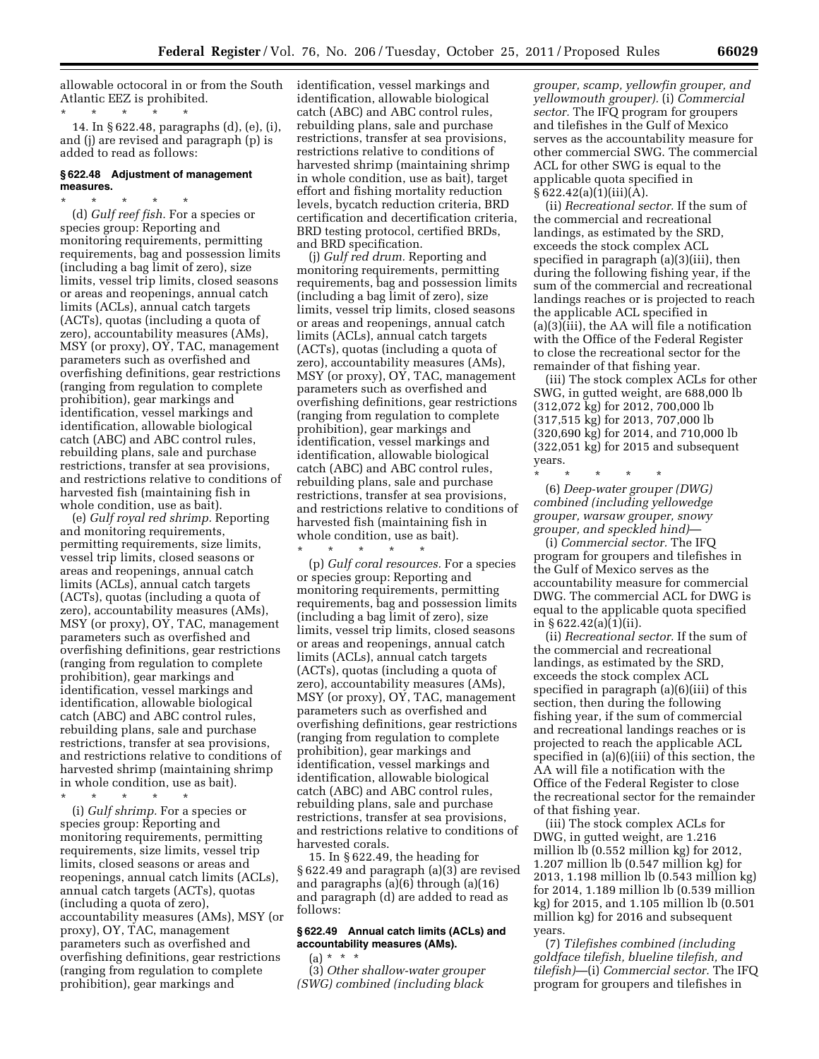allowable octocoral in or from the South Atlantic EEZ is prohibited.

\* \* \* \* \*

14. In § 622.48, paragraphs (d), (e), (i), and (j) are revised and paragraph (p) is added to read as follows:

### § 622.48 Adjustment of management measures.

\* \* \* \* \*

(d) *Gulf reef fish.* For a species or species group: Reporting and monitoring requirements, permitting requirements, bag and possession limits (including a bag limit of zero), size limits, vessel trip limits, closed seasons or areas and reopenings, annual catch limits (ACLs), annual catch targets (ACTs), quotas (including a quota of zero), accountability measures (AMs), MSY (or proxy), OY, TAC, management parameters such as overfished and overfishing definitions, gear restrictions (ranging from regulation to complete prohibition), gear markings and identification, vessel markings and identification, allowable biological catch (ABC) and ABC control rules, rebuilding plans, sale and purchase restrictions, transfer at sea provisions, and restrictions relative to conditions of harvested fish (maintaining fish in whole condition, use as bait).

(e) *Gulf royal red shrimp.* Reporting and monitoring requirements, permitting requirements, size limits, vessel trip limits, closed seasons or areas and reopenings, annual catch limits (ACLs), annual catch targets (ACTs), quotas (including a quota of zero), accountability measures (AMs), MSY (or proxy), OY, TAC, management parameters such as overfished and overfishing definitions, gear restrictions (ranging from regulation to complete prohibition), gear markings and identification, vessel markings and identification, allowable biological catch (ABC) and ABC control rules, rebuilding plans, sale and purchase restrictions, transfer at sea provisions, and restrictions relative to conditions of harvested shrimp (maintaining shrimp in whole condition, use as bait).

\* \* \* \* \*

(i) *Gulf shrimp.* For a species or species group: Reporting and monitoring requirements, permitting requirements, size limits, vessel trip limits, closed seasons or areas and reopenings, annual catch limits (ACLs), annual catch targets (ACTs), quotas (including a quota of zero), accountability measures (AMs), MSY (or proxy), OY, TAC, management parameters such as overfished and overfishing definitions, gear restrictions (ranging from regulation to complete prohibition), gear markings and identification, vessel markings and identification, allowable biological catch (ABC) and ABC control rules, rebuilding plans, sale and purchase restrictions, transfer at sea provisions, restrictions relative to conditions of harvested shrimp (maintaining shrimp in whole condition, use as bait), target effort and fishing mortality reduction levels, bycatch reduction criteria, BRD certification and decertification criteria, BRD testing protocol, certified BRDs, and BRD specification.

(j) *Gulf red drum.* Reporting and monitoring requirements, permitting requirements, bag and possession limits (including a bag limit of zero), size limits, vessel trip limits, closed seasons or areas and reopenings, annual catch limits (ACLs), annual catch targets (ACTs), quotas (including a quota of zero), accountability measures (AMs), MSY (or proxy), OY, TAC, management parameters such as overfished and overfishing definitions, gear restrictions (ranging from regulation to complete prohibition), gear markings and identification, vessel markings and identification, allowable biological catch (ABC) and ABC control rules, rebuilding plans, sale and purchase restrictions, transfer at sea provisions, and restrictions relative to conditions of harvested fish (maintaining fish in whole condition, use as bait).

\* \* \* \* \*

(p) *Gulf coral resources.* For a species or species group: Reporting and monitoring requirements, permitting requirements, bag and possession limits (including a bag limit of zero), size limits, vessel trip limits, closed seasons or areas and reopenings, annual catch limits (ACLs), annual catch targets (ACTs), quotas (including a quota of zero), accountability measures (AMs), MSY (or proxy), OY, TAC, management parameters such as overfished and overfishing definitions, gear restrictions (ranging from regulation to complete prohibition), gear markings and identification, vessel markings and identification, allowable biological catch (ABC) and ABC control rules, rebuilding plans, sale and purchase restrictions, transfer at sea provisions, and restrictions relative to conditions of harvested corals.

15. In § 622.49, the heading for § 622.49 and paragraph (a)(3) are revised and paragraphs (a)(6) through (a)(16) and paragraph (d) are added to read as follows:

### § 622.49 Annual catch limits (ACLs) and accountability measures (AMs).

(a) \* \* \*

(3) *Other shallow-water grouper (SWG) combined (including black grouper, scamp, yellowfin grouper, and yellowmouth grouper).* (i) *Commercial sector.* The IFQ program for groupers and tilefishes in the Gulf of Mexico serves as the accountability measure for other commercial SWG. The commercial ACL for other SWG is equal to the applicable quota specified in § 622.42(a)(1)(iii)(A).

(ii) *Recreational sector.* If the sum of the commercial and recreational landings, as estimated by the SRD, exceeds the stock complex ACL specified in paragraph (a)(3)(iii), then during the following fishing year, if the sum of the commercial and recreational landings reaches or is projected to reach the applicable ACL specified in (a)(3)(iii), the AA will file a notification with the Office of the Federal Register to close the recreational sector for the remainder of that fishing year.

(iii) The stock complex ACLs for other SWG, in gutted weight, are 688,000 lb (312,072 kg) for 2012, 700,000 lb (317,515 kg) for 2013, 707,000 lb (320,690 kg) for 2014, and 710,000 lb (322,051 kg) for 2015 and subsequent years.

\* \* \* \* \*

(6) *Deep-water grouper (DWG) combined (including yellowedge grouper, warsaw grouper, snowy grouper, and speckled hind)*—

(i) *Commercial sector.* The IFQ program for groupers and tilefishes in the Gulf of Mexico serves as the accountability measure for commercial DWG. The commercial ACL for DWG is equal to the applicable quota specified in § 622.42(a)(1)(ii).

(ii) *Recreational sector.* If the sum of the commercial and recreational landings, as estimated by the SRD, exceeds the stock complex ACL specified in paragraph (a)(6)(iii) of this section, then during the following fishing year, if the sum of commercial and recreational landings reaches or is projected to reach the applicable ACL specified in (a)(6)(iii) of this section, the AA will file a notification with the Office of the Federal Register to close the recreational sector for the remainder of that fishing year.

(iii) The stock complex ACLs for DWG, in gutted weight, are 1.216 million lb (0.552 million kg) for 2012, 1.207 million lb (0.547 million kg) for 2013, 1.198 million lb (0.543 million kg) for 2014, 1.189 million lb (0.539 million kg) for 2015, and 1.105 million lb (0.501 million kg) for 2016 and subsequent years.

(7) *Tilefishes combined (including goldface tilefish, blueline tilefish, and tilefish)*—(i) *Commercial sector.* The IFQ program for groupers and tilefishes in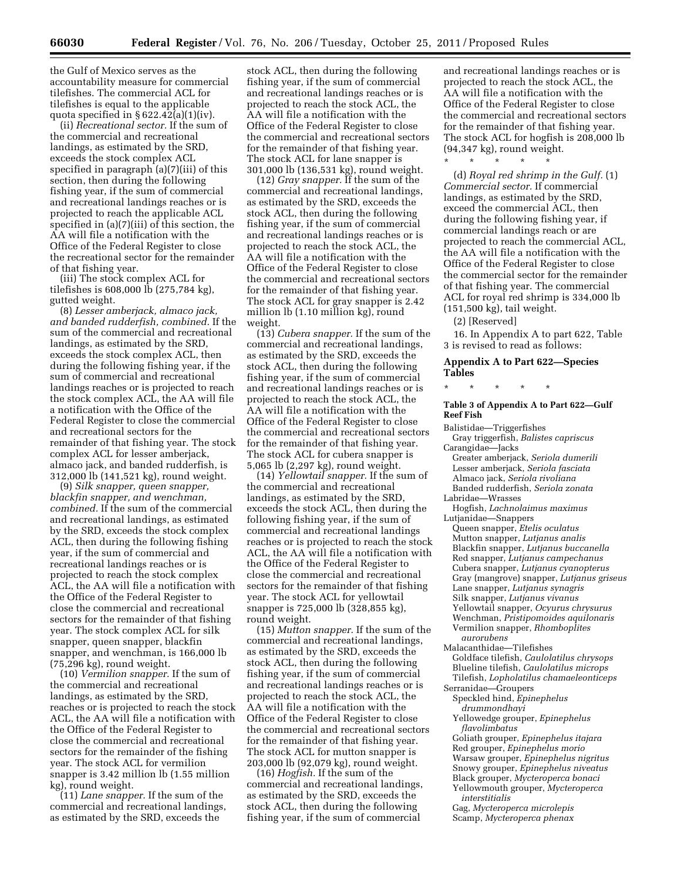the Gulf of Mexico serves as the accountability measure for commercial tilefishes. The commercial ACL for tilefishes is equal to the applicable quota specified in § 622.42(a)(1)(iv).

(ii) *Recreational sector.* If the sum of the commercial and recreational landings, as estimated by the SRD, exceeds the stock complex ACL specified in paragraph (a)(7)(iii) of this section, then during the following fishing year, if the sum of commercial and recreational landings reaches or is projected to reach the applicable ACL specified in (a)(7)(iii) of this section, the AA will file a notification with the Office of the Federal Register to close the recreational sector for the remainder of that fishing year.

(iii) The stock complex ACL for tilefishes is 608,000 lb (275,784 kg), gutted weight.

(8) *Lesser amberjack, almaco jack, and banded rudderfish, combined.* If the sum of the commercial and recreational landings, as estimated by the SRD, exceeds the stock complex ACL, then during the following fishing year, if the sum of commercial and recreational landings reaches or is projected to reach the stock complex ACL, the AA will file a notification with the Office of the Federal Register to close the commercial and recreational sectors for the remainder of that fishing year. The stock complex ACL for lesser amberjack, almaco jack, and banded rudderfish, is 312,000 lb (141,521 kg), round weight.

(9) *Silk snapper, queen snapper, blackfin snapper, and wenchman, combined.* If the sum of the commercial and recreational landings, as estimated by the SRD, exceeds the stock complex ACL, then during the following fishing year, if the sum of commercial and recreational landings reaches or is projected to reach the stock complex ACL, the AA will file a notification with the Office of the Federal Register to close the commercial and recreational sectors for the remainder of that fishing year. The stock complex ACL for silk snapper, queen snapper, blackfin snapper, and wenchman, is 166,000 lb (75,296 kg), round weight.

(10) *Vermilion snapper.* If the sum of the commercial and recreational landings, as estimated by the SRD, reaches or is projected to reach the stock ACL, the AA will file a notification with the Office of the Federal Register to close the commercial and recreational sectors for the remainder of the fishing year. The stock ACL for vermilion snapper is 3.42 million lb (1.55 million kg), round weight.

(11) *Lane snapper.* If the sum of the commercial and recreational landings, as estimated by the SRD, exceeds the stock ACL, then during the following fishing year, if the sum of commercial and recreational landings reaches or is projected to reach the stock ACL, the AA will file a notification with the Office of the Federal Register to close the commercial and recreational sectors for the remainder of that fishing year. The stock ACL for lane snapper is 301,000 lb (136,531 kg), round weight.

(12) *Gray snapper.* If the sum of the commercial and recreational landings, as estimated by the SRD, exceeds the stock ACL, then during the following fishing year, if the sum of commercial and recreational landings reaches or is projected to reach the stock ACL, the AA will file a notification with the Office of the Federal Register to close the commercial and recreational sectors for the remainder of that fishing year. The stock ACL for gray snapper is 2.42 million lb (1.10 million kg), round weight.

(13) *Cubera snapper.* If the sum of the commercial and recreational landings, as estimated by the SRD, exceeds the stock ACL, then during the following fishing year, if the sum of commercial and recreational landings reaches or is projected to reach the stock ACL, the AA will file a notification with the Office of the Federal Register to close the commercial and recreational sectors for the remainder of that fishing year. The stock ACL for cubera snapper is 5,065 lb (2,297 kg), round weight.

(14) *Yellowtail snapper.* If the sum of the commercial and recreational landings, as estimated by the SRD, exceeds the stock ACL, then during the following fishing year, if the sum of commercial and recreational landings reaches or is projected to reach the stock ACL, the AA will file a notification with the Office of the Federal Register to close the commercial and recreational sectors for the remainder of that fishing year. The stock ACL for yellowtail snapper is 725,000 lb (328,855 kg), round weight.

(15) *Mutton snapper.* If the sum of the commercial and recreational landings, as estimated by the SRD, exceeds the stock ACL, then during the following fishing year, if the sum of commercial and recreational landings reaches or is projected to reach the stock ACL, the AA will file a notification with the Office of the Federal Register to close the commercial and recreational sectors for the remainder of that fishing year. The stock ACL for mutton snapper is 203,000 lb (92,079 kg), round weight.

(16) *Hogfish.* If the sum of the commercial and recreational landings, as estimated by the SRD, exceeds the stock ACL, then during the following fishing year, if the sum of commercial and recreational landings reaches or is projected to reach the stock ACL, the AA will file a notification with the Office of the Federal Register to close the commercial and recreational sectors for the remainder of that fishing year. The stock ACL for hogfish is 208,000 lb (94,347 kg), round weight.

\* \* \* \* \*

(d) *Royal red shrimp in the Gulf.* (1) *Commercial sector.* If commercial landings, as estimated by the SRD, exceed the commercial ACL, then during the following fishing year, if commercial landings reach or are projected to reach the commercial ACL, the AA will file a notification with the Office of the Federal Register to close the commercial sector for the remainder of that fishing year. The commercial ACL for royal red shrimp is 334,000 lb (151,500 kg), tail weight.

(2) [Reserved]

16. In Appendix A to part 622, Table 3 is revised to read as follows:

## Appendix A to Part 622—Species Tables

\* \* \* \* \*

### Table 3 of Appendix A to Part 622—Gulf Reef Fish

Balistidae—Triggerfishes
- Gray triggerfish, *Balistes capriscus*

Carangidae—Jacks
- Greater amberjack, *Seriola dumerili*
- Lesser amberjack, *Seriola fasciata*
- Almaco jack, *Seriola rivoliana*
- Banded rudderfish, *Seriola zonata*

Labridae—Wrasses
- Hogfish, *Lachnolaimus maximus*

Lutjanidae—Snappers
- Queen snapper, *Etelis oculatus*
- Mutton snapper, *Lutjanus analis*
- Blackfin snapper, *Lutjanus buccanella*
- Red snapper, *Lutjanus campechanus*
- Cubera snapper, *Lutjanus cyanopterus*
- Gray (mangrove) snapper, *Lutjanus griseus*
- Lane snapper, *Lutjanus synagris*
- Silk snapper, *Lutjanus vivanus*
- Yellowtail snapper, *Ocyurus chrysurus*
- Wenchman, *Pristipomoides aquilonaris*
- Vermilion snapper, *Rhomboplites aurorubens*

Malacanthidae—Tilefishes
- Goldface tilefish, *Caulolatilus chrysops*
- Blueline tilefish, *Caulolatilus microps*
- Tilefish, *Lopholatilus chamaeleonticeps*

Serranidae—Groupers
- Speckled hind, *Epinephelus drummondhayi*
- Yellowedge grouper, *Epinephelus flavolimbatus*
- Goliath grouper, *Epinephelus itajara*
- Red grouper, *Epinephelus morio*
- Warsaw grouper, *Epinephelus nigritus*
- Snowy grouper, *Epinephelus niveatus*
- Black grouper, *Mycteroperca bonaci*
- Yellowmouth grouper, *Mycteroperca interstitialis*
- Gag, *Mycteroperca microlepis*
- Scamp, *Mycteroperca phenax*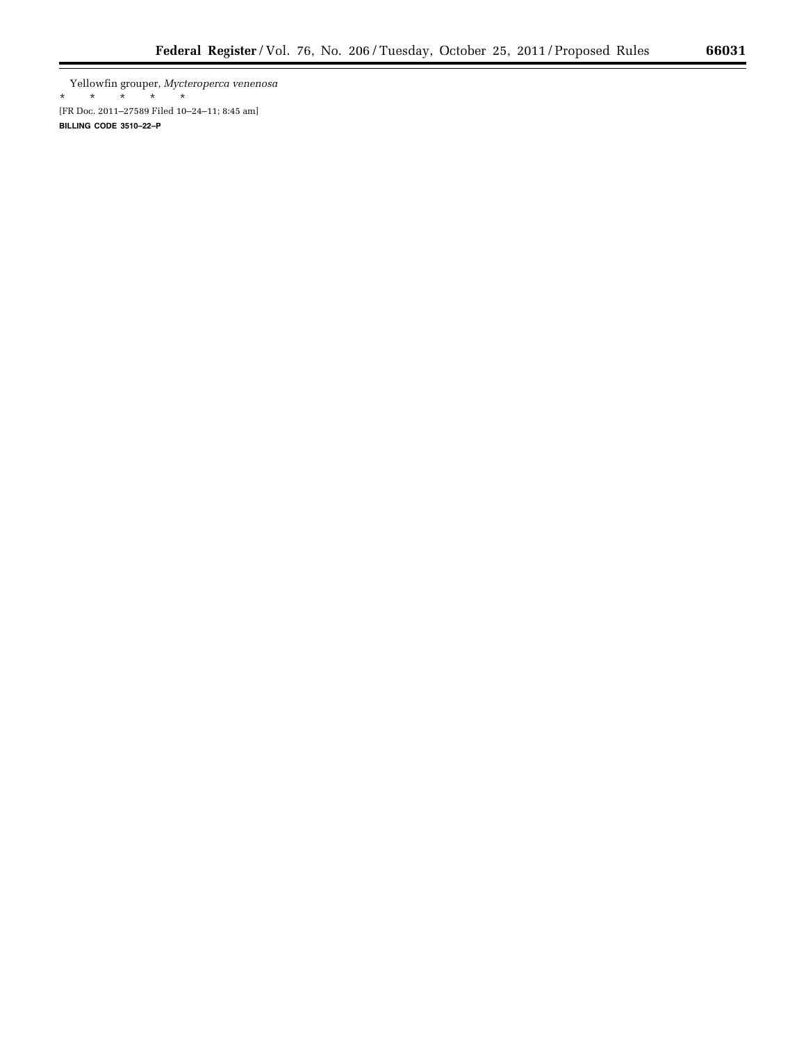Yellowfin grouper, *Mycteroperca venenosa*

\* \* \* \* \*

[FR Doc. 2011–27589 Filed 10–24–11; 8:45 am]

**BILLING CODE 3510–22–P**